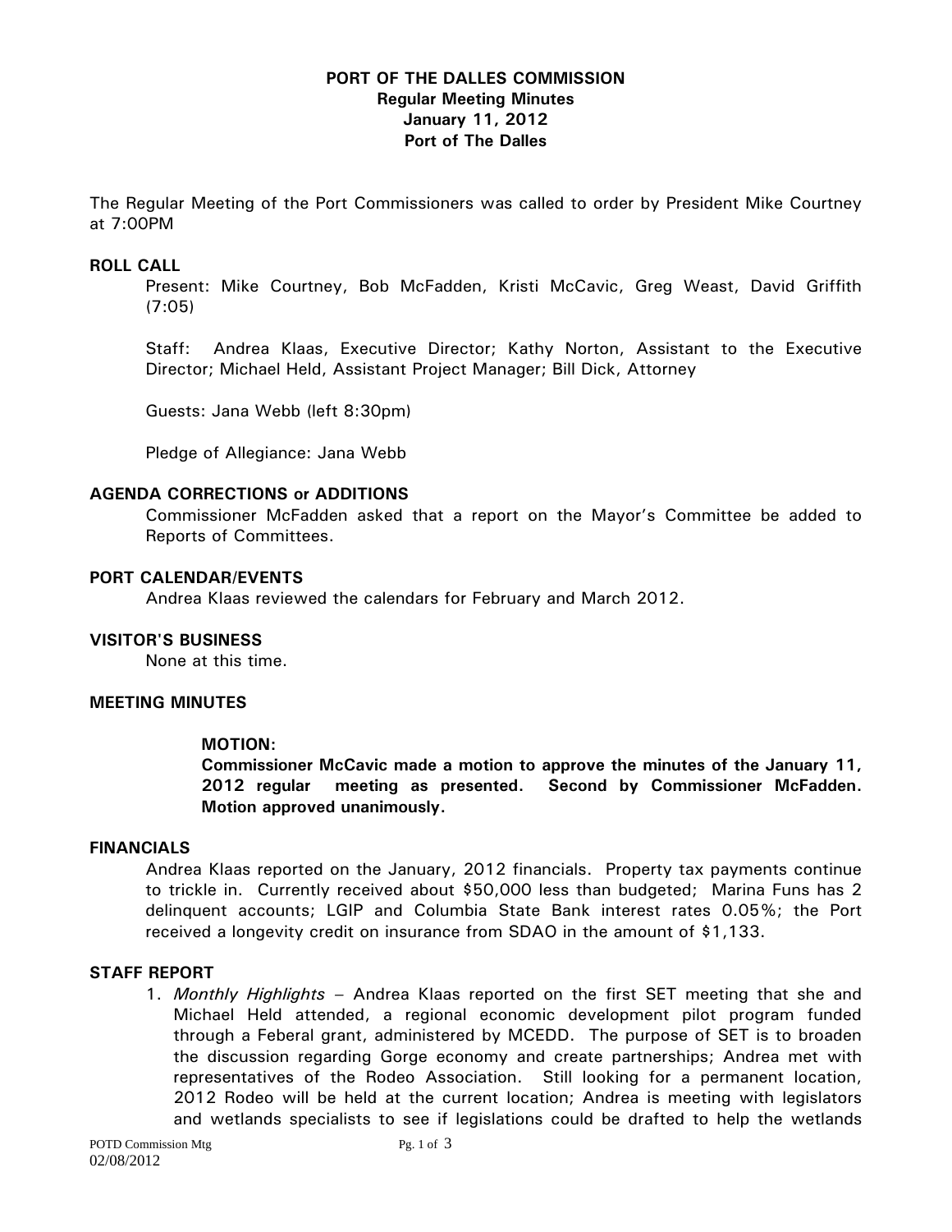**PORT OF THE DALLES COMMISSION**
**Regular Meeting Minutes**
**January 11, 2012**
**Port of The Dalles**

The Regular Meeting of the Port Commissioners was called to order by President Mike Courtney at 7:00PM

**ROLL CALL**

Present: Mike Courtney, Bob McFadden, Kristi McCavic, Greg Weast, David Griffith (7:05)

Staff: Andrea Klaas, Executive Director; Kathy Norton, Assistant to the Executive Director; Michael Held, Assistant Project Manager; Bill Dick, Attorney

Guests: Jana Webb (left 8:30pm)

Pledge of Allegiance: Jana Webb

**AGENDA CORRECTIONS or ADDITIONS**

Commissioner McFadden asked that a report on the Mayor's Committee be added to Reports of Committees.

**PORT CALENDAR/EVENTS**

Andrea Klaas reviewed the calendars for February and March 2012.

**VISITOR'S BUSINESS**

None at this time.

**MEETING MINUTES**

> **MOTION:**
> **Commissioner McCavic made a motion to approve the minutes of the January 11, 2012 regular meeting as presented. Second by Commissioner McFadden. Motion approved unanimously.**

**FINANCIALS**

Andrea Klaas reported on the January, 2012 financials. Property tax payments continue to trickle in. Currently received about $50,000 less than budgeted; Marina Funs has 2 delinquent accounts; LGIP and Columbia State Bank interest rates 0.05%; the Port received a longevity credit on insurance from SDAO in the amount of $1,133.

**STAFF REPORT**

1. *Monthly Highlights* – Andrea Klaas reported on the first SET meeting that she and Michael Held attended, a regional economic development pilot program funded through a Feberal grant, administered by MCEDD. The purpose of SET is to broaden the discussion regarding Gorge economy and create partnerships; Andrea met with representatives of the Rodeo Association. Still looking for a permanent location, 2012 Rodeo will be held at the current location; Andrea is meeting with legislators and wetlands specialists to see if legislations could be drafted to help the wetlands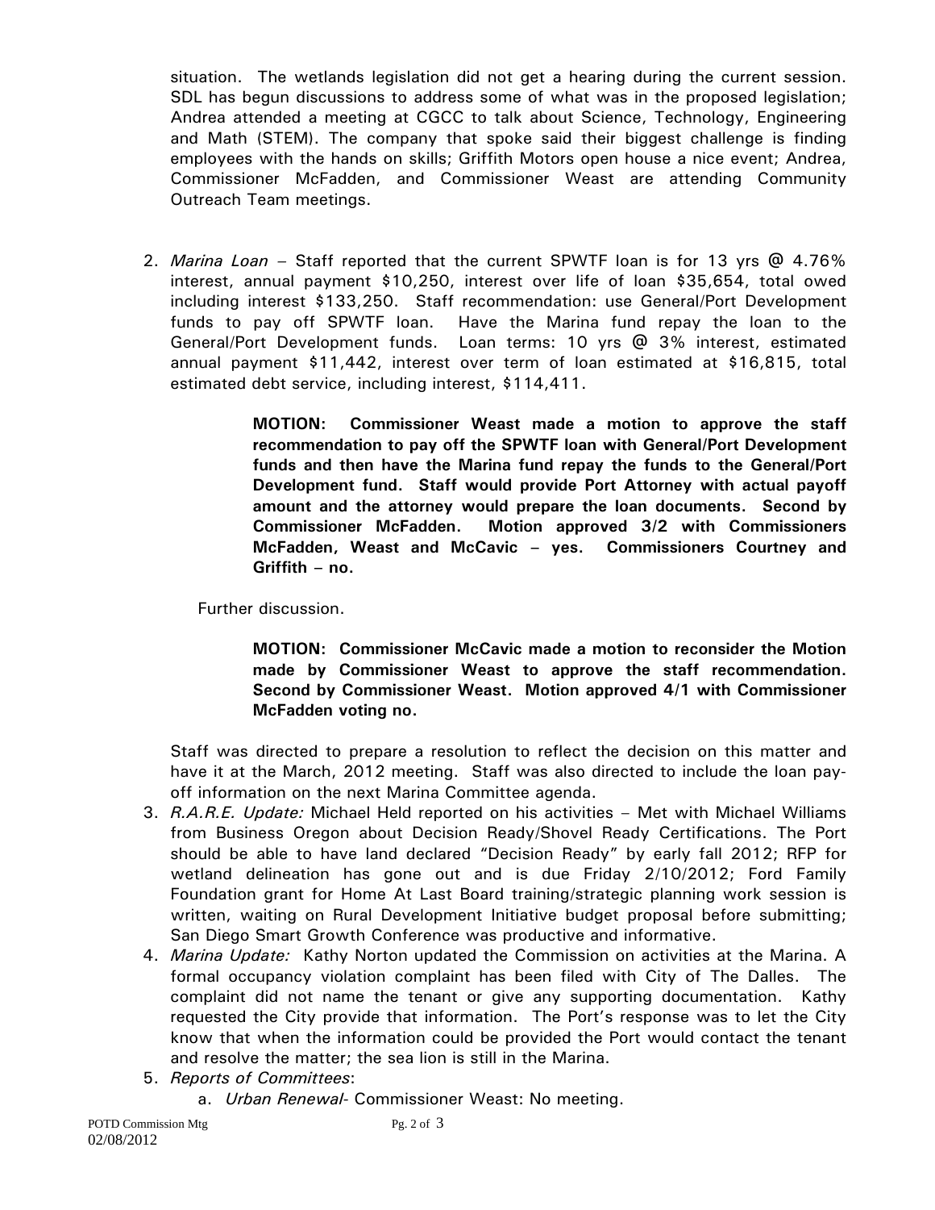situation. The wetlands legislation did not get a hearing during the current session. SDL has begun discussions to address some of what was in the proposed legislation; Andrea attended a meeting at CGCC to talk about Science, Technology, Engineering and Math (STEM). The company that spoke said their biggest challenge is finding employees with the hands on skills; Griffith Motors open house a nice event; Andrea, Commissioner McFadden, and Commissioner Weast are attending Community Outreach Team meetings.

2. *Marina Loan* – Staff reported that the current SPWTF loan is for 13 yrs @ 4.76% interest, annual payment $10,250, interest over life of loan $35,654, total owed including interest $133,250. Staff recommendation: use General/Port Development funds to pay off SPWTF loan. Have the Marina fund repay the loan to the General/Port Development funds. Loan terms: 10 yrs @ 3% interest, estimated annual payment $11,442, interest over term of loan estimated at $16,815, total estimated debt service, including interest, $114,411.

   **MOTION: Commissioner Weast made a motion to approve the staff recommendation to pay off the SPWTF loan with General/Port Development funds and then have the Marina fund repay the funds to the General/Port Development fund. Staff would provide Port Attorney with actual payoff amount and the attorney would prepare the loan documents. Second by Commissioner McFadden. Motion approved 3/2 with Commissioners McFadden, Weast and McCavic – yes. Commissioners Courtney and Griffith – no.**

   Further discussion.

   **MOTION: Commissioner McCavic made a motion to reconsider the Motion made by Commissioner Weast to approve the staff recommendation. Second by Commissioner Weast. Motion approved 4/1 with Commissioner McFadden voting no.**

   Staff was directed to prepare a resolution to reflect the decision on this matter and have it at the March, 2012 meeting. Staff was also directed to include the loan pay-off information on the next Marina Committee agenda.

3. *R.A.R.E. Update:* Michael Held reported on his activities – Met with Michael Williams from Business Oregon about Decision Ready/Shovel Ready Certifications. The Port should be able to have land declared "Decision Ready" by early fall 2012; RFP for wetland delineation has gone out and is due Friday 2/10/2012; Ford Family Foundation grant for Home At Last Board training/strategic planning work session is written, waiting on Rural Development Initiative budget proposal before submitting; San Diego Smart Growth Conference was productive and informative.
4. *Marina Update:* Kathy Norton updated the Commission on activities at the Marina. A formal occupancy violation complaint has been filed with City of The Dalles. The complaint did not name the tenant or give any supporting documentation. Kathy requested the City provide that information. The Port's response was to let the City know that when the information could be provided the Port would contact the tenant and resolve the matter; the sea lion is still in the Marina.
5. *Reports of Committees*:
   a. *Urban Renewal*- Commissioner Weast: No meeting.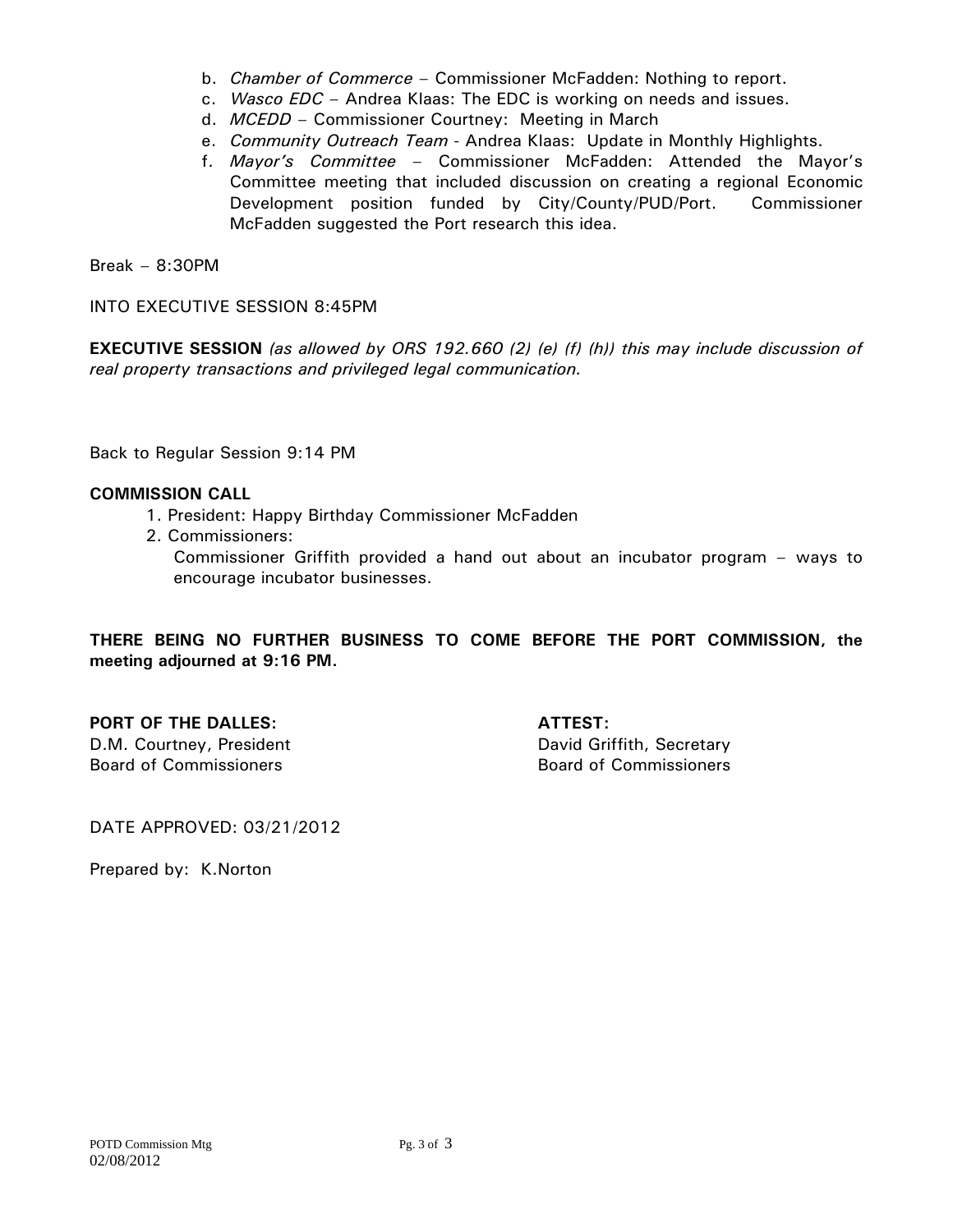b. *Chamber of Commerce* – Commissioner McFadden: Nothing to report.
c. *Wasco EDC* – Andrea Klaas: The EDC is working on needs and issues.
d. *MCEDD* – Commissioner Courtney: Meeting in March
e. *Community Outreach Team* - Andrea Klaas: Update in Monthly Highlights.
f. *Mayor's Committee* – Commissioner McFadden: Attended the Mayor's Committee meeting that included discussion on creating a regional Economic Development position funded by City/County/PUD/Port. Commissioner McFadden suggested the Port research this idea.

Break – 8:30PM

INTO EXECUTIVE SESSION 8:45PM

**EXECUTIVE SESSION** *(as allowed by ORS 192.660 (2) (e) (f) (h)) this may include discussion of real property transactions and privileged legal communication.*

Back to Regular Session 9:14 PM

**COMMISSION CALL**

1. President: Happy Birthday Commissioner McFadden
2. Commissioners:
   Commissioner Griffith provided a hand out about an incubator program – ways to encourage incubator businesses.

**THERE BEING NO FURTHER BUSINESS TO COME BEFORE THE PORT COMMISSION, the meeting adjourned at 9:16 PM.**

**PORT OF THE DALLES:**
D.M. Courtney, President
Board of Commissioners

**ATTEST:**
David Griffith, Secretary
Board of Commissioners

DATE APPROVED: 03/21/2012

Prepared by: K.Norton